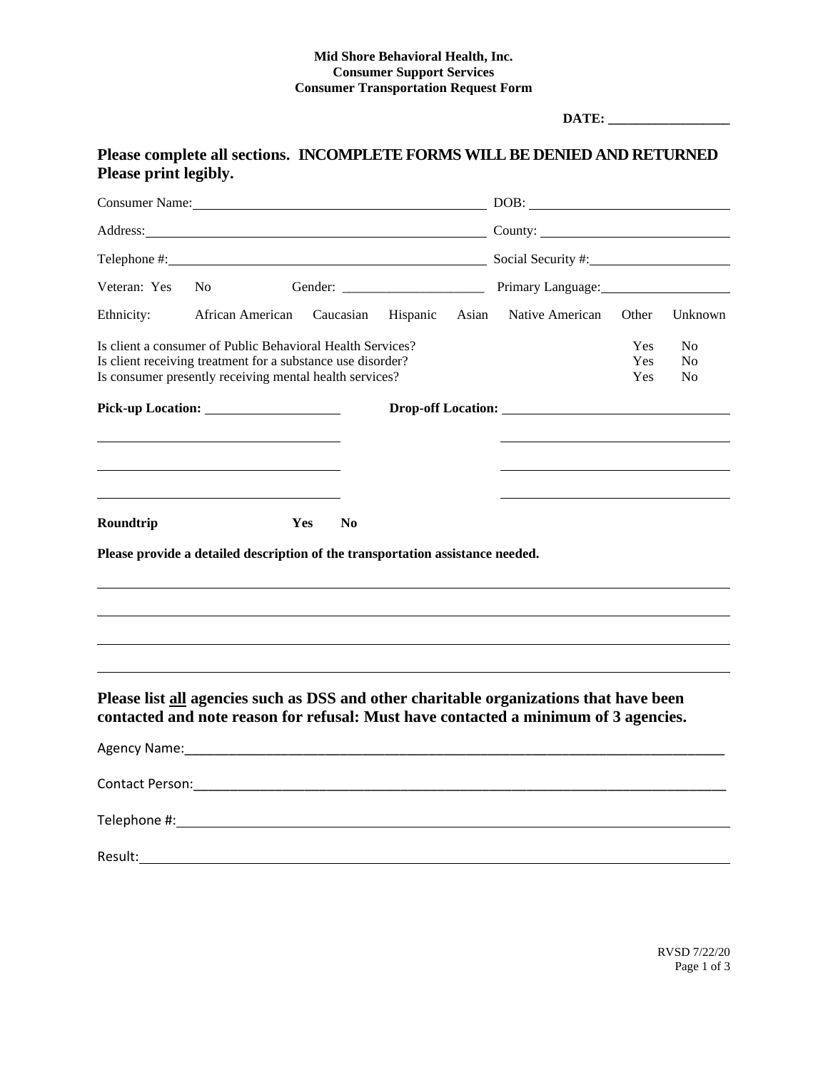**Mid Shore Behavioral Health, Inc.**
**Consumer Support Services**
**Consumer Transportation Request Form**

**DATE: _________________**

## Please complete all sections. INCOMPLETE FORMS WILL BE DENIED AND RETURNED Please print legibly.

Consumer Name: ______________________________ DOB: ______________________

Address: ______________________________ County: ______________________

Telephone #: ______________________________ Social Security #: ______________________

Veteran: Yes No Gender: ____________________ Primary Language: ______________________

Ethnicity: African American Caucasian Hispanic Asian Native American Other Unknown

| | | |
|---|---|---|
| Is client a consumer of Public Behavioral Health Services? | Yes | No |
| Is client receiving treatment for a substance use disorder? | Yes | No |
| Is consumer presently receiving mental health services? | Yes | No |

**Pick-up Location:** ______________________ **Drop-off Location:** ______________________

______________________ ______________________

______________________ ______________________

______________________ ______________________

**Roundtrip** **Yes** **No**

**Please provide a detailed description of the transportation assistance needed.**

______________________________________________________________________

______________________________________________________________________

______________________________________________________________________

______________________________________________________________________

### Please list <u>all</u> agencies such as DSS and other charitable organizations that have been contacted and note reason for refusal: Must have contacted a minimum of 3 agencies.

Agency Name: ______________________________________________________________________

Contact Person: ______________________________________________________________________

Telephone #: ______________________________________________________________________

Result: ______________________________________________________________________

RVSD 7/22/20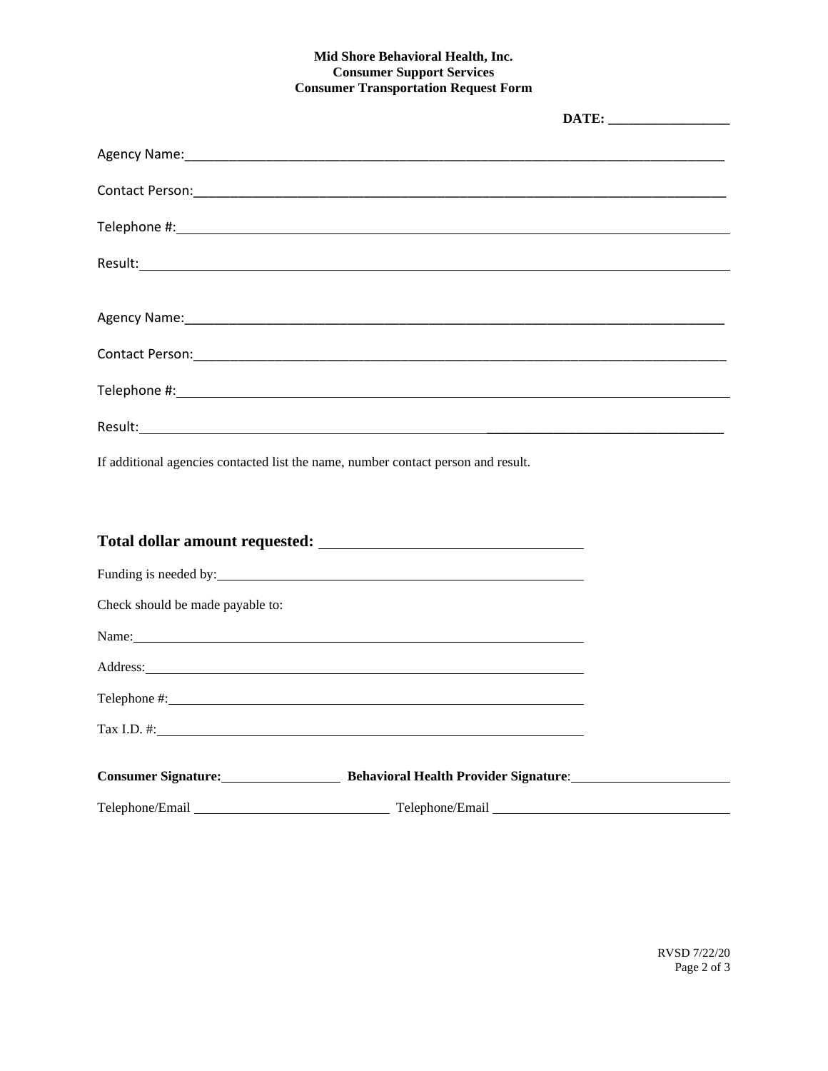**Mid Shore Behavioral Health, Inc.**
**Consumer Support Services**
**Consumer Transportation Request Form**

**DATE: \_\_\_\_\_\_\_\_\_\_\_\_\_\_\_\_\_**

Agency Name: \_\_\_\_\_\_\_\_\_\_\_\_\_\_\_\_\_\_\_\_\_\_\_\_\_\_\_\_\_\_\_\_\_\_\_\_\_\_\_\_\_\_\_\_\_\_\_\_\_\_\_\_\_\_\_\_

Contact Person: \_\_\_\_\_\_\_\_\_\_\_\_\_\_\_\_\_\_\_\_\_\_\_\_\_\_\_\_\_\_\_\_\_\_\_\_\_\_\_\_\_\_\_\_\_\_\_\_\_\_\_\_\_\_\_

Telephone #: \_\_\_\_\_\_\_\_\_\_\_\_\_\_\_\_\_\_\_\_\_\_\_\_\_\_\_\_\_\_\_\_\_\_\_\_\_\_\_\_\_\_\_\_\_\_\_\_\_\_\_\_\_\_\_\_\_

Result: \_\_\_\_\_\_\_\_\_\_\_\_\_\_\_\_\_\_\_\_\_\_\_\_\_\_\_\_\_\_\_\_\_\_\_\_\_\_\_\_\_\_\_\_\_\_\_\_\_\_\_\_\_\_\_\_\_\_\_\_\_

Agency Name: \_\_\_\_\_\_\_\_\_\_\_\_\_\_\_\_\_\_\_\_\_\_\_\_\_\_\_\_\_\_\_\_\_\_\_\_\_\_\_\_\_\_\_\_\_\_\_\_\_\_\_\_\_\_\_\_

Contact Person: \_\_\_\_\_\_\_\_\_\_\_\_\_\_\_\_\_\_\_\_\_\_\_\_\_\_\_\_\_\_\_\_\_\_\_\_\_\_\_\_\_\_\_\_\_\_\_\_\_\_\_\_\_\_\_

Telephone #: \_\_\_\_\_\_\_\_\_\_\_\_\_\_\_\_\_\_\_\_\_\_\_\_\_\_\_\_\_\_\_\_\_\_\_\_\_\_\_\_\_\_\_\_\_\_\_\_\_\_\_\_\_\_\_\_\_

Result: \_\_\_\_\_\_\_\_\_\_\_\_\_\_\_\_\_\_\_\_\_\_\_\_\_\_\_\_\_\_\_\_\_\_\_\_\_\_\_\_\_\_\_\_\_\_\_\_\_\_\_\_\_\_\_\_\_\_\_\_\_

If additional agencies contacted list the name, number contact person and result.

**Total dollar amount requested:** \_\_\_\_\_\_\_\_\_\_\_\_\_\_\_\_\_\_\_\_\_\_\_\_\_\_\_\_\_\_

Funding is needed by: \_\_\_\_\_\_\_\_\_\_\_\_\_\_\_\_\_\_\_\_\_\_\_\_\_\_\_\_\_\_\_\_\_\_\_\_\_\_\_\_

Check should be made payable to:

Name: \_\_\_\_\_\_\_\_\_\_\_\_\_\_\_\_\_\_\_\_\_\_\_\_\_\_\_\_\_\_\_\_\_\_\_\_\_\_\_\_\_\_\_\_\_\_\_\_\_\_\_\_

Address: \_\_\_\_\_\_\_\_\_\_\_\_\_\_\_\_\_\_\_\_\_\_\_\_\_\_\_\_\_\_\_\_\_\_\_\_\_\_\_\_\_\_\_\_\_\_\_\_\_\_

Telephone #: \_\_\_\_\_\_\_\_\_\_\_\_\_\_\_\_\_\_\_\_\_\_\_\_\_\_\_\_\_\_\_\_\_\_\_\_\_\_\_\_\_\_\_\_\_\_\_

Tax I.D. #: \_\_\_\_\_\_\_\_\_\_\_\_\_\_\_\_\_\_\_\_\_\_\_\_\_\_\_\_\_\_\_\_\_\_\_\_\_\_\_\_\_\_\_\_\_\_\_\_\_

**Consumer Signature:** \_\_\_\_\_\_\_\_\_\_\_\_\_\_\_ **Behavioral Health Provider Signature**: \_\_\_\_\_\_\_\_\_\_\_\_\_\_\_\_\_\_\_\_

Telephone/Email \_\_\_\_\_\_\_\_\_\_\_\_\_\_\_\_\_\_\_\_\_\_\_\_ Telephone/Email \_\_\_\_\_\_\_\_\_\_\_\_\_\_\_\_\_\_\_\_\_\_\_\_\_\_\_\_\_\_

RVSD 7/22/20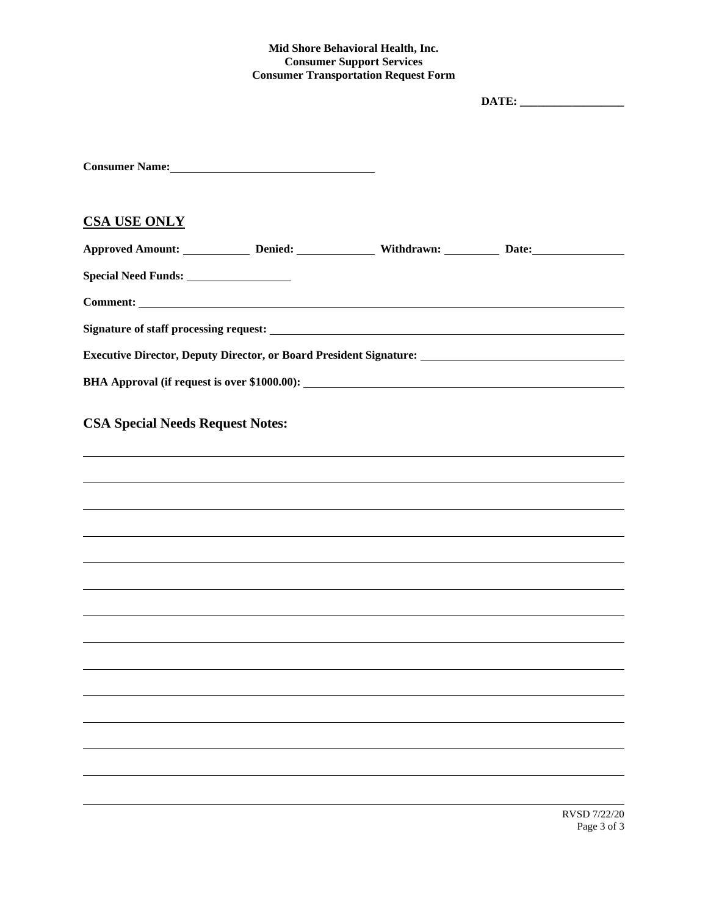**Mid Shore Behavioral Health, Inc.**
**Consumer Support Services**
**Consumer Transportation Request Form**

**DATE: __________________**

**Consumer Name:** ___________________________________

## CSA USE ONLY

**Approved Amount:** ___________ **Denied:** _____________ **Withdrawn:** _________ **Date:** _______________

**Special Need Funds:** _________________

**Comment:** ___________________________________________________________________________

**Signature of staff processing request:** ___________________________________________________

**Executive Director, Deputy Director, or Board President Signature:** _______________________________

**BHA Approval (if request is over $1000.00):** ______________________________________________

## CSA Special Needs Request Notes:

___________________________________________________________________________

___________________________________________________________________________

___________________________________________________________________________

___________________________________________________________________________

___________________________________________________________________________

___________________________________________________________________________

___________________________________________________________________________

___________________________________________________________________________

___________________________________________________________________________

___________________________________________________________________________

___________________________________________________________________________

___________________________________________________________________________

___________________________________________________________________________

___________________________________________________________________________

RVSD 7/22/20